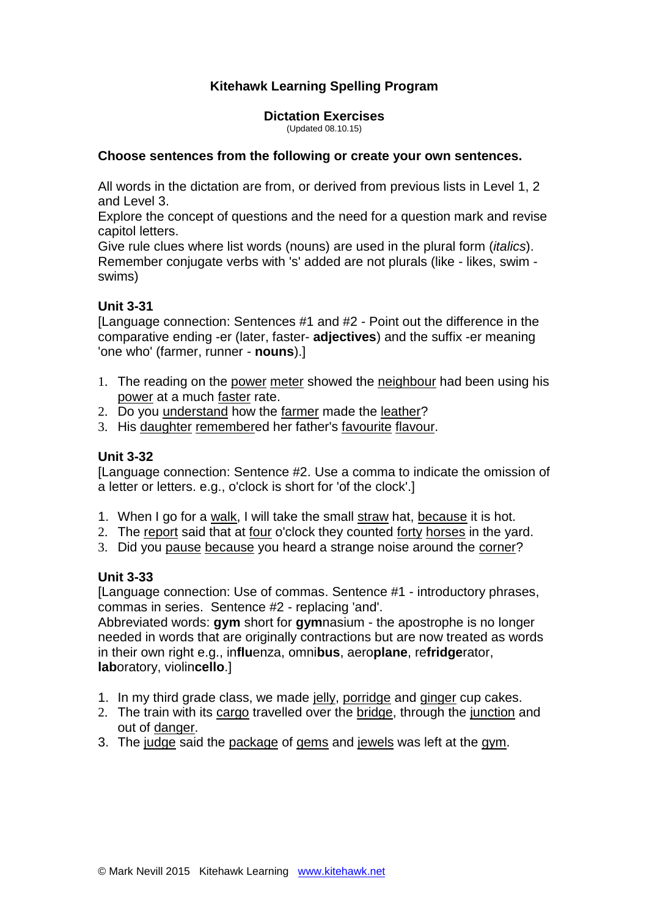# Kitehawk Learning Spelling Program

## Dictation Exercises

(Updated 08.10.15)

**Choose sentences from the following or create your own sentences.**

All words in the dictation are from, or derived from previous lists in Level 1, 2 and Level 3.
Explore the concept of questions and the need for a question mark and revise capitol letters.
Give rule clues where list words (nouns) are used in the plural form (*italics*).
Remember conjugate verbs with 's' added are not plurals (like - likes, swim - swims)

### Unit 3-31

[Language connection: Sentences #1 and #2 - Point out the difference in the comparative ending -er (later, faster- **adjectives**) and the suffix -er meaning 'one who' (farmer, runner - **nouns**).]

1. The reading on the <u>power</u> <u>meter</u> showed the <u>neighbour</u> had been using his <u>power</u> at a much <u>faster</u> rate.
2. Do you <u>understand</u> how the <u>farmer</u> made the <u>leather</u>?
3. His <u>daughter</u> <u>remember</u>ed her father's <u>favourite</u> <u>flavour</u>.

### Unit 3-32

[Language connection: Sentence #2. Use a comma to indicate the omission of a letter or letters. e.g., o'clock is short for 'of the clock'.]

1. When I go for a <u>walk</u>, I will take the small <u>straw</u> hat, <u>because</u> it is hot.
2. The <u>report</u> said that at <u>four</u> o'clock they counted <u>forty</u> <u>horses</u> in the yard.
3. Did you <u>pause</u> <u>because</u> you heard a strange noise around the <u>corner</u>?

### Unit 3-33

[Language connection: Use of commas. Sentence #1 - introductory phrases, commas in series. Sentence #2 - replacing 'and'.
Abbreviated words: **gym** short for **gym**nasium - the apostrophe is no longer needed in words that are originally contractions but are now treated as words in their own right e.g., in**flu**enza, omni**bus**, aero**plane**, re**fridge**rator, **lab**oratory, violin**cello**.]

1. In my third grade class, we made <u>jelly</u>, <u>porridge</u> and <u>ginger</u> cup cakes.
2. The train with its <u>cargo</u> travelled over the <u>bridge</u>, through the <u>junction</u> and out of <u>danger</u>.
3. The <u>judge</u> said the <u>package</u> of <u>gems</u> and <u>jewels</u> was left at the <u>gym</u>.

© Mark Nevill 2015 Kitehawk Learning www.kitehawk.net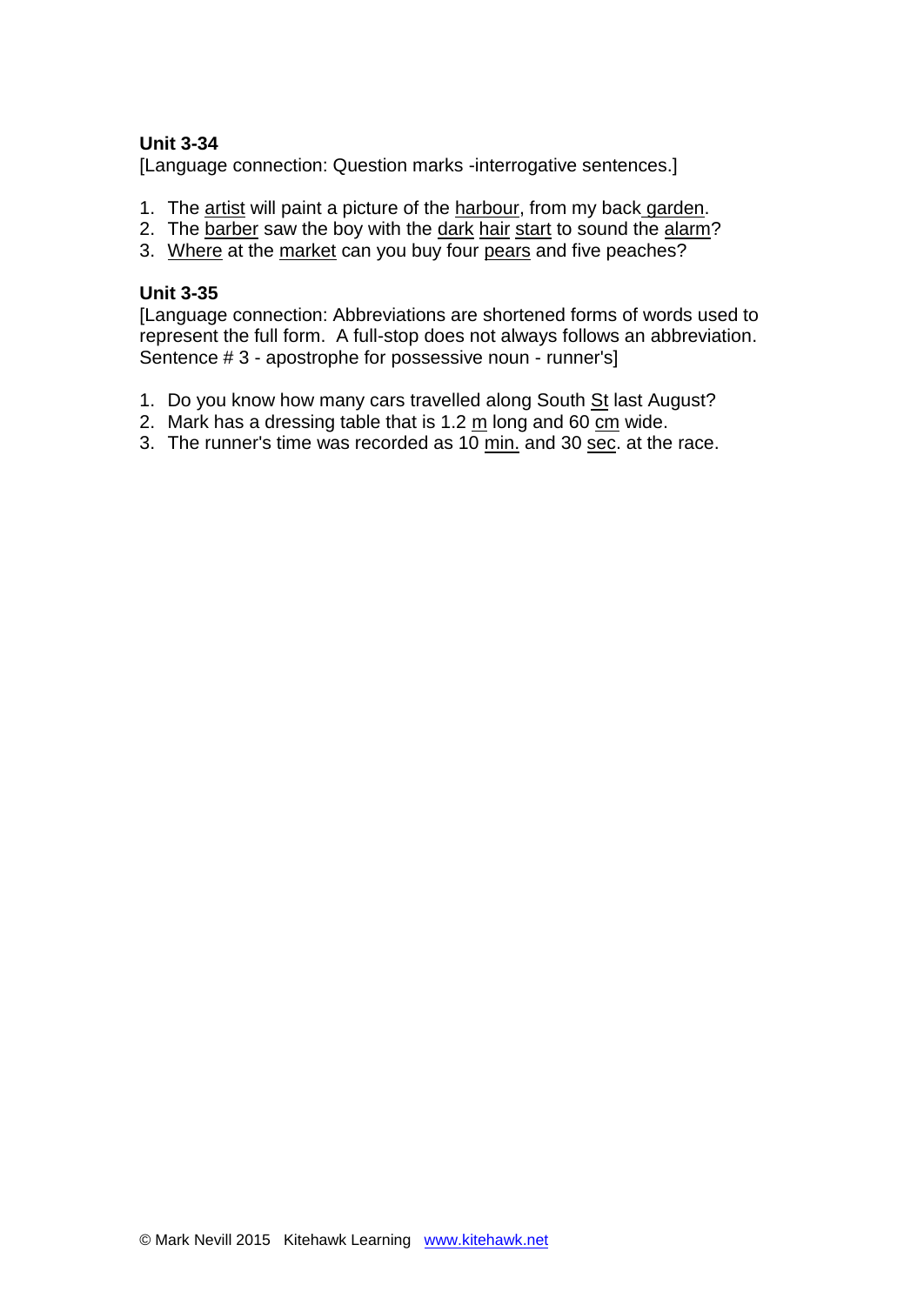**Unit 3-34**

[Language connection: Question marks -interrogative sentences.]

1. The <u>artist</u> will paint a picture of the <u>harbour</u>, from my back <u>garden</u>.
2. The <u>barber</u> saw the boy with the <u>dark</u> <u>hair</u> <u>start</u> to sound the <u>alarm</u>?
3. <u>Where</u> at the <u>market</u> can you buy four <u>pears</u> and five peaches?

**Unit 3-35**

[Language connection: Abbreviations are shortened forms of words used to represent the full form. A full-stop does not always follows an abbreviation. Sentence # 3 - apostrophe for possessive noun - runner's]

1. Do you know how many cars travelled along South <u>St</u> last August?
2. Mark has a dressing table that is 1.2 <u>m</u> long and 60 <u>cm</u> wide.
3. The runner's time was recorded as 10 <u>min.</u> and 30 <u>sec</u>. at the race.

© Mark Nevill 2015 Kitehawk Learning www.kitehawk.net